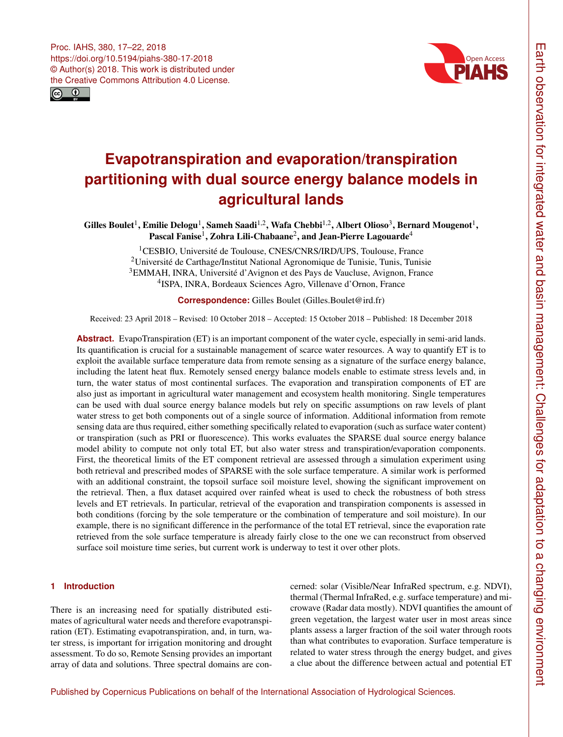# Evapotranspiration and evaporation/transpiration partitioning with dual source energy balance models in agricultural lands

**Gilles Boulet[1], Emilie Delogu[1], Sameh Saadi[1,2], Wafa Chebbi[1,2], Albert Olioso[3], Bernard Mougenot[1], Pascal Fanise[1], Zohra Lili-Chabaane[2], and Jean-Pierre Lagouarde[4]**

[1]CESBIO, Université de Toulouse, CNES/CNRS/IRD/UPS, Toulouse, France
[2]Université de Carthage/Institut National Agronomique de Tunisie, Tunis, Tunisie
[3]EMMAH, INRA, Université d'Avignon et des Pays de Vaucluse, Avignon, France
[4]ISPA, INRA, Bordeaux Sciences Agro, Villenave d'Ornon, France

**Correspondence:** Gilles Boulet (Gilles.Boulet@ird.fr)

Received: 23 April 2018 – Revised: 10 October 2018 – Accepted: 15 October 2018 – Published: 18 December 2018

**Abstract.** EvapoTranspiration (ET) is an important component of the water cycle, especially in semi-arid lands. Its quantification is crucial for a sustainable management of scarce water resources. A way to quantify ET is to exploit the available surface temperature data from remote sensing as a signature of the surface energy balance, including the latent heat flux. Remotely sensed energy balance models enable to estimate stress levels and, in turn, the water status of most continental surfaces. The evaporation and transpiration components of ET are also just as important in agricultural water management and ecosystem health monitoring. Single temperatures can be used with dual source energy balance models but rely on specific assumptions on raw levels of plant water stress to get both components out of a single source of information. Additional information from remote sensing data are thus required, either something specifically related to evaporation (such as surface water content) or transpiration (such as PRI or fluorescence). This works evaluates the SPARSE dual source energy balance model ability to compute not only total ET, but also water stress and transpiration/evaporation components. First, the theoretical limits of the ET component retrieval are assessed through a simulation experiment using both retrieval and prescribed modes of SPARSE with the sole surface temperature. A similar work is performed with an additional constraint, the topsoil surface soil moisture level, showing the significant improvement on the retrieval. Then, a flux dataset acquired over rainfed wheat is used to check the robustness of both stress levels and ET retrievals. In particular, retrieval of the evaporation and transpiration components is assessed in both conditions (forcing by the sole temperature or the combination of temperature and soil moisture). In our example, there is no significant difference in the performance of the total ET retrieval, since the evaporation rate retrieved from the sole surface temperature is already fairly close to the one we can reconstruct from observed surface soil moisture time series, but current work is underway to test it over other plots.

## 1 Introduction

There is an increasing need for spatially distributed estimates of agricultural water needs and therefore evapotranspiration (ET). Estimating evapotranspiration, and, in turn, water stress, is important for irrigation monitoring and drought assessment. To do so, Remote Sensing provides an important array of data and solutions. Three spectral domains are concerned: solar (Visible/Near InfraRed spectrum, e.g. NDVI), thermal (Thermal InfraRed, e.g. surface temperature) and microwave (Radar data mostly). NDVI quantifies the amount of green vegetation, the largest water user in most areas since plants assess a larger fraction of the soil water through roots than what contributes to evaporation. Surface temperature is related to water stress through the energy budget, and gives a clue about the difference between actual and potential ET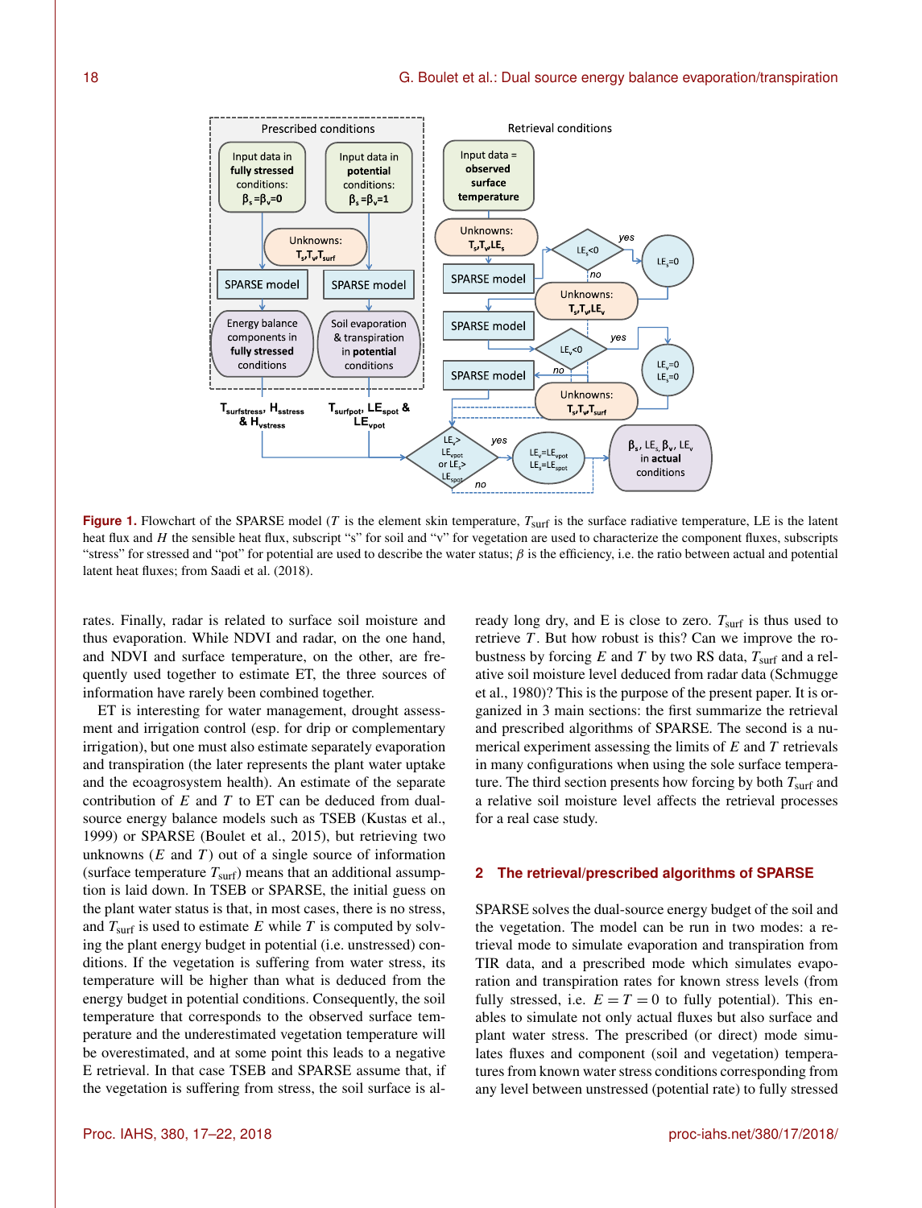Figure 1. Flowchart of the SPARSE model ($T$ is the element skin temperature, $T_{surf}$ is the surface radiative temperature, LE is the latent heat flux and $H$ the sensible heat flux, subscript "s" for soil and "v" for vegetation are used to characterize the component fluxes, subscripts "stress" for stressed and "pot" for potential are used to describe the water status; $\beta$ is the efficiency, i.e. the ratio between actual and potential latent heat fluxes; from Saadi et al. (2018).

rates. Finally, radar is related to surface soil moisture and thus evaporation. While NDVI and radar, on the one hand, and NDVI and surface temperature, on the other, are frequently used together to estimate ET, the three sources of information have rarely been combined together.

ET is interesting for water management, drought assessment and irrigation control (esp. for drip or complementary irrigation), but one must also estimate separately evaporation and transpiration (the later represents the plant water uptake and the ecoagrosystem health). An estimate of the separate contribution of $E$ and $T$ to ET can be deduced from dual-source energy balance models such as TSEB (Kustas et al., 1999) or SPARSE (Boulet et al., 2015), but retrieving two unknowns ($E$ and $T$) out of a single source of information (surface temperature $T_{surf}$) means that an additional assumption is laid down. In TSEB or SPARSE, the initial guess on the plant water status is that, in most cases, there is no stress, and $T_{surf}$ is used to estimate $E$ while $T$ is computed by solving the plant energy budget in potential (i.e. unstressed) conditions. If the vegetation is suffering from water stress, its temperature will be higher than what is deduced from the energy budget in potential conditions. Consequently, the soil temperature that corresponds to the observed surface temperature and the underestimated vegetation temperature will be overestimated, and at some point this leads to a negative E retrieval. In that case TSEB and SPARSE assume that, if the vegetation is suffering from stress, the soil surface is already long dry, and E is close to zero. $T_{surf}$ is thus used to retrieve $T$. But how robust is this? Can we improve the robustness by forcing $E$ and $T$ by two RS data, $T_{surf}$ and a relative soil moisture level deduced from radar data (Schmugge et al., 1980)? This is the purpose of the present paper. It is organized in 3 main sections: the first summarize the retrieval and prescribed algorithms of SPARSE. The second is a numerical experiment assessing the limits of $E$ and $T$ retrievals in many configurations when using the sole surface temperature. The third section presents how forcing by both $T_{surf}$ and a relative soil moisture level affects the retrieval processes for a real case study.

## 2 The retrieval/prescribed algorithms of SPARSE

SPARSE solves the dual-source energy budget of the soil and the vegetation. The model can be run in two modes: a retrieval mode to simulate evaporation and transpiration from TIR data, and a prescribed mode which simulates evaporation and transpiration rates for known stress levels (from fully stressed, i.e. $E = T = 0$ to fully potential). This enables to simulate not only actual fluxes but also surface and plant water stress. The prescribed (or direct) mode simulates fluxes and component (soil and vegetation) temperatures from known water stress conditions corresponding from any level between unstressed (potential rate) to fully stressed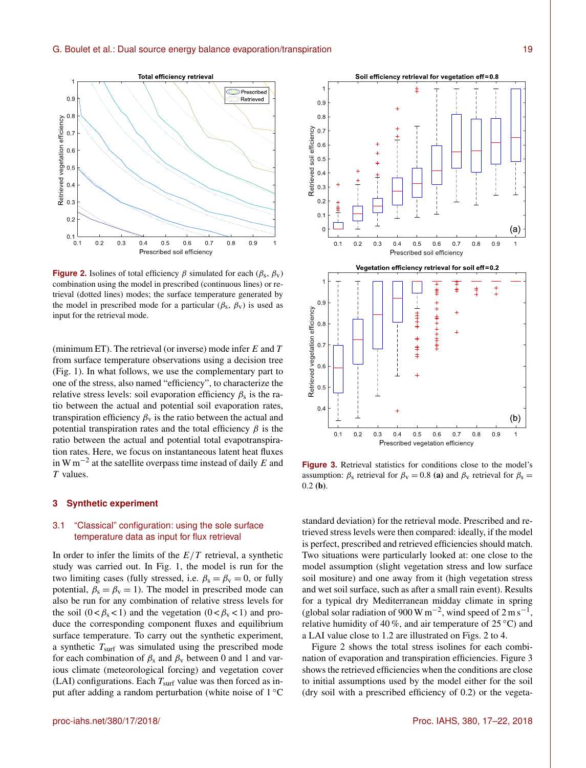**Figure 2.** Isolines of total efficiency $\beta$ simulated for each ($\beta_s$, $\beta_v$) combination using the model in prescribed (continuous lines) or retrieval (dotted lines) modes; the surface temperature generated by the model in prescribed mode for a particular ($\beta_s$, $\beta_v$) is used as input for the retrieval mode.

(minimum ET). The retrieval (or inverse) mode infer $E$ and $T$ from surface temperature observations using a decision tree (Fig. 1). In what follows, we use the complementary part to one of the stress, also named "efficiency", to characterize the relative stress levels: soil evaporation efficiency $\beta_s$ is the ratio between the actual and potential soil evaporation rates, transpiration efficiency $\beta_v$ is the ratio between the actual and potential transpiration rates and the total efficiency $\beta$ is the ratio between the actual and potential total evapotranspiration rates. Here, we focus on instantaneous latent heat fluxes in $\mathrm{W\,m^{-2}}$ at the satellite overpass time instead of daily $E$ and $T$ values.

## 3 Synthetic experiment

### 3.1 "Classical" configuration: using the sole surface temperature data as input for flux retrieval

In order to infer the limits of the $E/T$ retrieval, a synthetic study was carried out. In Fig. 1, the model is run for the two limiting cases (fully stressed, i.e. $\beta_s = \beta_v = 0$, or fully potential, $\beta_s = \beta_v = 1$). The model in prescribed mode can also be run for any combination of relative stress levels for the soil ($0 < \beta_s < 1$) and the vegetation ($0 < \beta_v < 1$) and produce the corresponding component fluxes and equilibrium surface temperature. To carry out the synthetic experiment, a synthetic $T_{surf}$ was simulated using the prescribed mode for each combination of $\beta_s$ and $\beta_v$ between 0 and 1 and various climate (meteorological forcing) and vegetation cover (LAI) configurations. Each $T_{surf}$ value was then forced as input after adding a random perturbation (white noise of 1 °C standard deviation) for the retrieval mode. Prescribed and retrieved stress levels were then compared: ideally, if the model is perfect, prescribed and retrieved efficiencies should match. Two situations were particularly looked at: one close to the model assumption (slight vegetation stress and low surface soil mositure) and one away from it (high vegetation stress and wet soil surface, such as after a small rain event). Results for a typical dry Mediterranean midday climate in spring (global solar radiation of 900 $\mathrm{W\,m^{-2}}$, wind speed of 2 $\mathrm{m\,s^{-1}}$, relative humidity of 40 %, and air temperature of 25 °C) and a LAI value close to 1.2 are illustrated on Figs. 2 to 4.

Figure 2 shows the total stress isolines for each combination of evaporation and transpiration efficiencies. Figure 3 shows the retrieved efficiencies when the conditions are close to initial assumptions used by the model either for the soil (dry soil with a prescribed efficiency of 0.2) or the vegeta-

**Figure 3.** Retrieval statistics for conditions close to the model's assumption: $\beta_s$ retrieval for $\beta_v = 0.8$ **(a)** and $\beta_v$ retrieval for $\beta_s = 0.2$ **(b)**.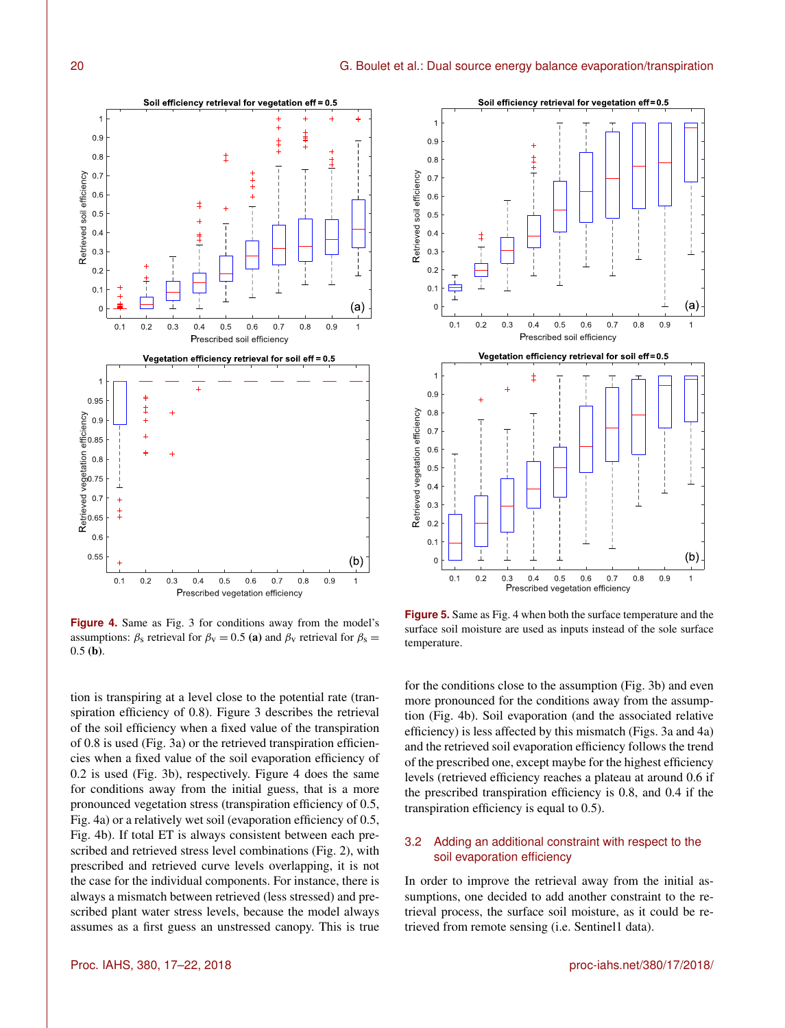Figure 4. Same as Fig. 3 for conditions away from the model's assumptions: $\beta_s$ retrieval for $\beta_v = 0.5$ **(a)** and $\beta_v$ retrieval for $\beta_s = 0.5$ **(b)**.

Figure 5. Same as Fig. 4 when both the surface temperature and the surface soil moisture are used as inputs instead of the sole surface temperature.

tion is transpiring at a level close to the potential rate (transpiration efficiency of 0.8). Figure 3 describes the retrieval of the soil efficiency when a fixed value of the transpiration of 0.8 is used (Fig. 3a) or the retrieved transpiration efficiencies when a fixed value of the soil evaporation efficiency of 0.2 is used (Fig. 3b), respectively. Figure 4 does the same for conditions away from the initial guess, that is a more pronounced vegetation stress (transpiration efficiency of 0.5, Fig. 4a) or a relatively wet soil (evaporation efficiency of 0.5, Fig. 4b). If total ET is always consistent between each prescribed and retrieved stress level combinations (Fig. 2), with prescribed and retrieved curve levels overlapping, it is not the case for the individual components. For instance, there is always a mismatch between retrieved (less stressed) and prescribed plant water stress levels, because the model always assumes as a first guess an unstressed canopy. This is true for the conditions close to the assumption (Fig. 3b) and even more pronounced for the conditions away from the assumption (Fig. 4b). Soil evaporation (and the associated relative efficiency) is less affected by this mismatch (Figs. 3a and 4a) and the retrieved soil evaporation efficiency follows the trend of the prescribed one, except maybe for the highest efficiency levels (retrieved efficiency reaches a plateau at around 0.6 if the prescribed transpiration efficiency is 0.8, and 0.4 if the transpiration efficiency is equal to 0.5).

### 3.2 Adding an additional constraint with respect to the soil evaporation efficiency

In order to improve the retrieval away from the initial assumptions, one decided to add another constraint to the retrieval process, the surface soil moisture, as it could be retrieved from remote sensing (i.e. Sentinel1 data).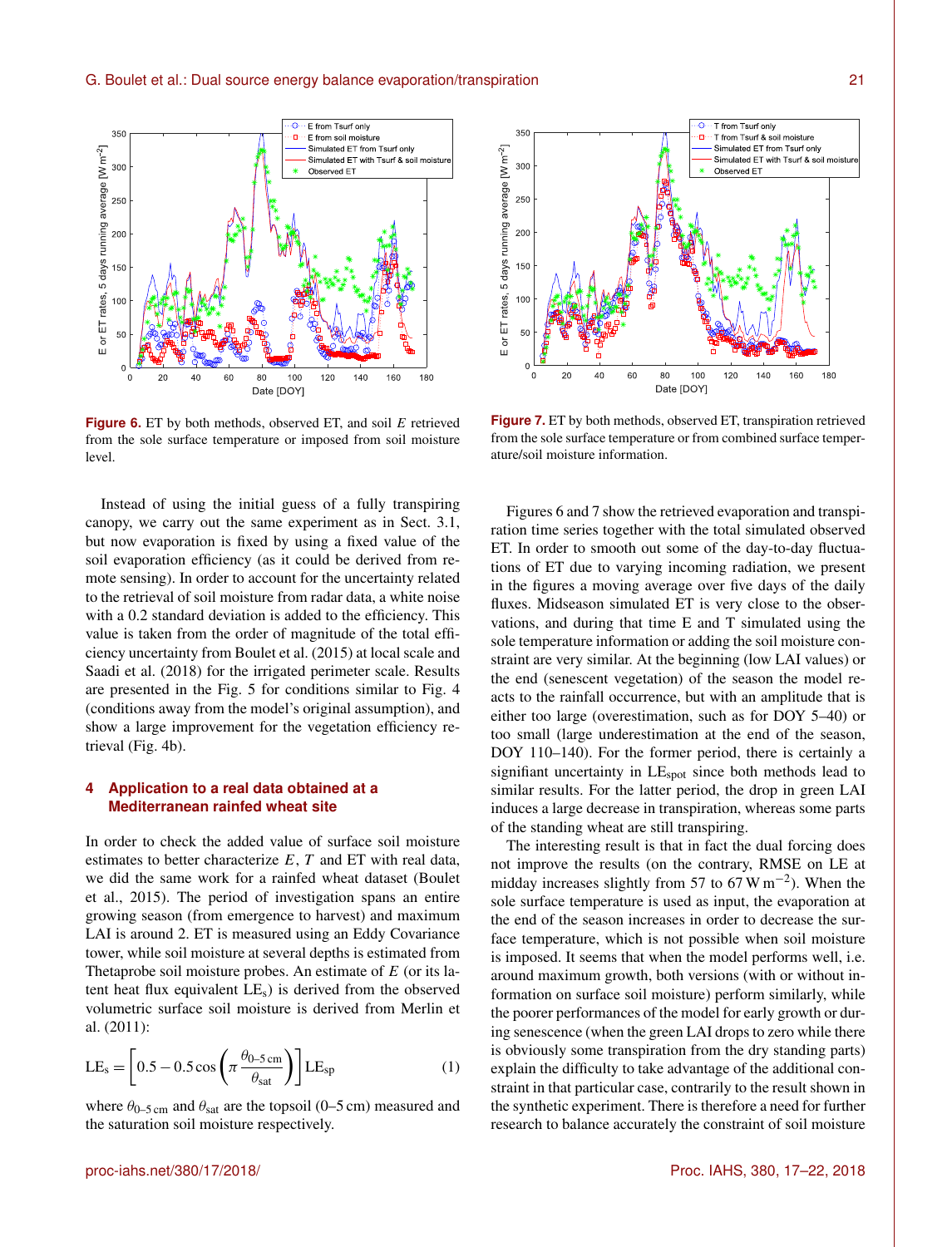**Figure 6.** ET by both methods, observed ET, and soil $E$ retrieved from the sole surface temperature or imposed from soil moisture level.

**Figure 7.** ET by both methods, observed ET, transpiration retrieved from the sole surface temperature or from combined surface temperature/soil moisture information.

Instead of using the initial guess of a fully transpiring canopy, we carry out the same experiment as in Sect. 3.1, but now evaporation is fixed by using a fixed value of the soil evaporation efficiency (as it could be derived from remote sensing). In order to account for the uncertainty related to the retrieval of soil moisture from radar data, a white noise with a 0.2 standard deviation is added to the efficiency. This value is taken from the order of magnitude of the total efficiency uncertainty from Boulet et al. (2015) at local scale and Saadi et al. (2018) for the irrigated perimeter scale. Results are presented in the Fig. 5 for conditions similar to Fig. 4 (conditions away from the model's original assumption), and show a large improvement for the vegetation efficiency retrieval (Fig. 4b).

## 4 Application to a real data obtained at a Mediterranean rainfed wheat site

In order to check the added value of surface soil moisture estimates to better characterize $E$, $T$ and ET with real data, we did the same work for a rainfed wheat dataset (Boulet et al., 2015). The period of investigation spans an entire growing season (from emergence to harvest) and maximum LAI is around 2. ET is measured using an Eddy Covariance tower, while soil moisture at several depths is estimated from Thetaprobe soil moisture probes. An estimate of $E$ (or its latent heat flux equivalent $LE_s$) is derived from the observed volumetric surface soil moisture is derived from Merlin et al. (2011):

$$LE_s = \left[0.5 - 0.5\cos\left(\pi\frac{\theta_{0\text{–}5\,\mathrm{cm}}}{\theta_{\mathrm{sat}}}\right)\right] LE_{\mathrm{sp}} \quad (1)$$

where $\theta_{0\text{–}5\,\mathrm{cm}}$ and $\theta_{\mathrm{sat}}$ are the topsoil (0–5 cm) measured and the saturation soil moisture respectively.

Figures 6 and 7 show the retrieved evaporation and transpiration time series together with the total simulated observed ET. In order to smooth out some of the day-to-day fluctuations of ET due to varying incoming radiation, we present in the figures a moving average over five days of the daily fluxes. Midseason simulated ET is very close to the observations, and during that time E and T simulated using the sole temperature information or adding the soil moisture constraint are very similar. At the beginning (low LAI values) or the end (senescent vegetation) of the season the model reacts to the rainfall occurrence, but with an amplitude that is either too large (overestimation, such as for DOY 5–40) or too small (large underestimation at the end of the season, DOY 110–140). For the former period, there is certainly a signifiant uncertainty in $LE_{\mathrm{spot}}$ since both methods lead to similar results. For the latter period, the drop in green LAI induces a large decrease in transpiration, whereas some parts of the standing wheat are still transpiring.

The interesting result is that in fact the dual forcing does not improve the results (on the contrary, RMSE on LE at midday increases slightly from 57 to 67 $\mathrm{W\,m^{-2}}$). When the sole surface temperature is used as input, the evaporation at the end of the season increases in order to decrease the surface temperature, which is not possible when soil moisture is imposed. It seems that when the model performs well, i.e. around maximum growth, both versions (with or without information on surface soil moisture) perform similarly, while the poorer performances of the model for early growth or during senescence (when the green LAI drops to zero while there is obviously some transpiration from the dry standing parts) explain the difficulty to take advantage of the additional constraint in that particular case, contrarily to the result shown in the synthetic experiment. There is therefore a need for further research to balance accurately the constraint of soil moisture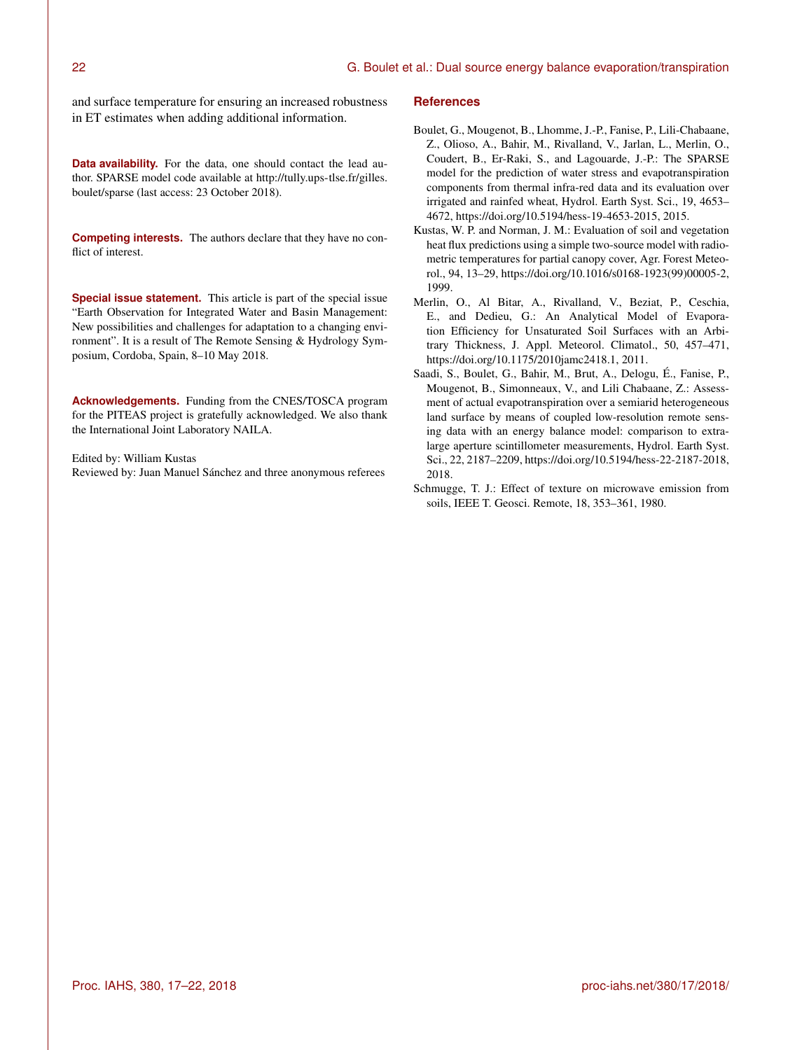and surface temperature for ensuring an increased robustness in ET estimates when adding additional information.

**Data availability.** For the data, one should contact the lead author. SPARSE model code available at http://tully.ups-tlse.fr/gilles.boulet/sparse (last access: 23 October 2018).

**Competing interests.** The authors declare that they have no conflict of interest.

**Special issue statement.** This article is part of the special issue "Earth Observation for Integrated Water and Basin Management: New possibilities and challenges for adaptation to a changing environment". It is a result of The Remote Sensing & Hydrology Symposium, Cordoba, Spain, 8–10 May 2018.

**Acknowledgements.** Funding from the CNES/TOSCA program for the PITEAS project is gratefully acknowledged. We also thank the International Joint Laboratory NAILA.

Edited by: William Kustas
Reviewed by: Juan Manuel Sánchez and three anonymous referees

## References

Boulet, G., Mougenot, B., Lhomme, J.-P., Fanise, P., Lili-Chabaane, Z., Olioso, A., Bahir, M., Rivalland, V., Jarlan, L., Merlin, O., Coudert, B., Er-Raki, S., and Lagouarde, J.-P.: The SPARSE model for the prediction of water stress and evapotranspiration components from thermal infra-red data and its evaluation over irrigated and rainfed wheat, Hydrol. Earth Syst. Sci., 19, 4653–4672, https://doi.org/10.5194/hess-19-4653-2015, 2015.

Kustas, W. P. and Norman, J. M.: Evaluation of soil and vegetation heat flux predictions using a simple two-source model with radiometric temperatures for partial canopy cover, Agr. Forest Meteorol., 94, 13–29, https://doi.org/10.1016/s0168-1923(99)00005-2, 1999.

Merlin, O., Al Bitar, A., Rivalland, V., Beziat, P., Ceschia, E., and Dedieu, G.: An Analytical Model of Evaporation Efficiency for Unsaturated Soil Surfaces with an Arbitrary Thickness, J. Appl. Meteorol. Climatol., 50, 457–471, https://doi.org/10.1175/2010jamc2418.1, 2011.

Saadi, S., Boulet, G., Bahir, M., Brut, A., Delogu, É., Fanise, P., Mougenot, B., Simonneaux, V., and Lili Chabaane, Z.: Assessment of actual evapotranspiration over a semiarid heterogeneous land surface by means of coupled low-resolution remote sensing data with an energy balance model: comparison to extra-large aperture scintillometer measurements, Hydrol. Earth Syst. Sci., 22, 2187–2209, https://doi.org/10.5194/hess-22-2187-2018, 2018.

Schmugge, T. J.: Effect of texture on microwave emission from soils, IEEE T. Geosci. Remote, 18, 353–361, 1980.